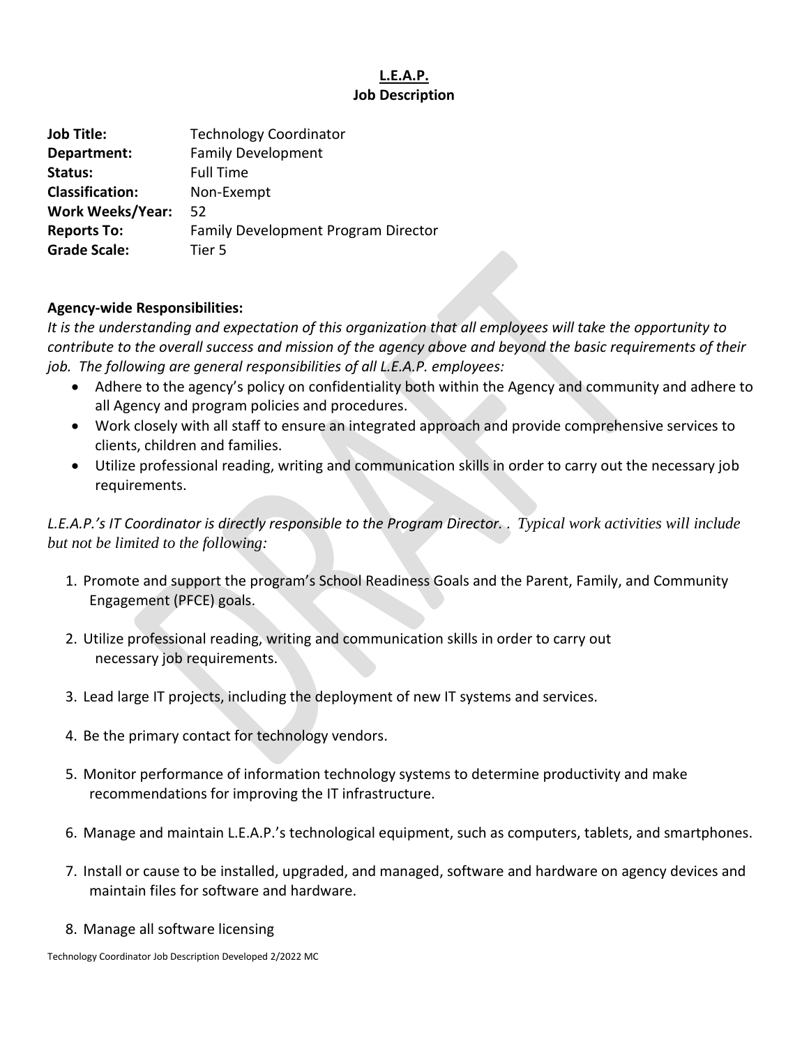**L.E.A.P.**
**Job Description**

**Job Title:** Technology Coordinator
**Department:** Family Development
**Status:** Full Time
**Classification:** Non-Exempt
**Work Weeks/Year:** 52
**Reports To:** Family Development Program Director
**Grade Scale:** Tier 5

**Agency-wide Responsibilities:**

*It is the understanding and expectation of this organization that all employees will take the opportunity to contribute to the overall success and mission of the agency above and beyond the basic requirements of their job. The following are general responsibilities of all L.E.A.P. employees:*

- Adhere to the agency's policy on confidentiality both within the Agency and community and adhere to all Agency and program policies and procedures.
- Work closely with all staff to ensure an integrated approach and provide comprehensive services to clients, children and families.
- Utilize professional reading, writing and communication skills in order to carry out the necessary job requirements.

*L.E.A.P.'s IT Coordinator is directly responsible to the Program Director. . Typical work activities will include but not be limited to the following:*

1. Promote and support the program's School Readiness Goals and the Parent, Family, and Community Engagement (PFCE) goals.

2. Utilize professional reading, writing and communication skills in order to carry out necessary job requirements.

3. Lead large IT projects, including the deployment of new IT systems and services.

4. Be the primary contact for technology vendors.

5. Monitor performance of information technology systems to determine productivity and make recommendations for improving the IT infrastructure.

6. Manage and maintain L.E.A.P.'s technological equipment, such as computers, tablets, and smartphones.

7. Install or cause to be installed, upgraded, and managed, software and hardware on agency devices and maintain files for software and hardware.

8. Manage all software licensing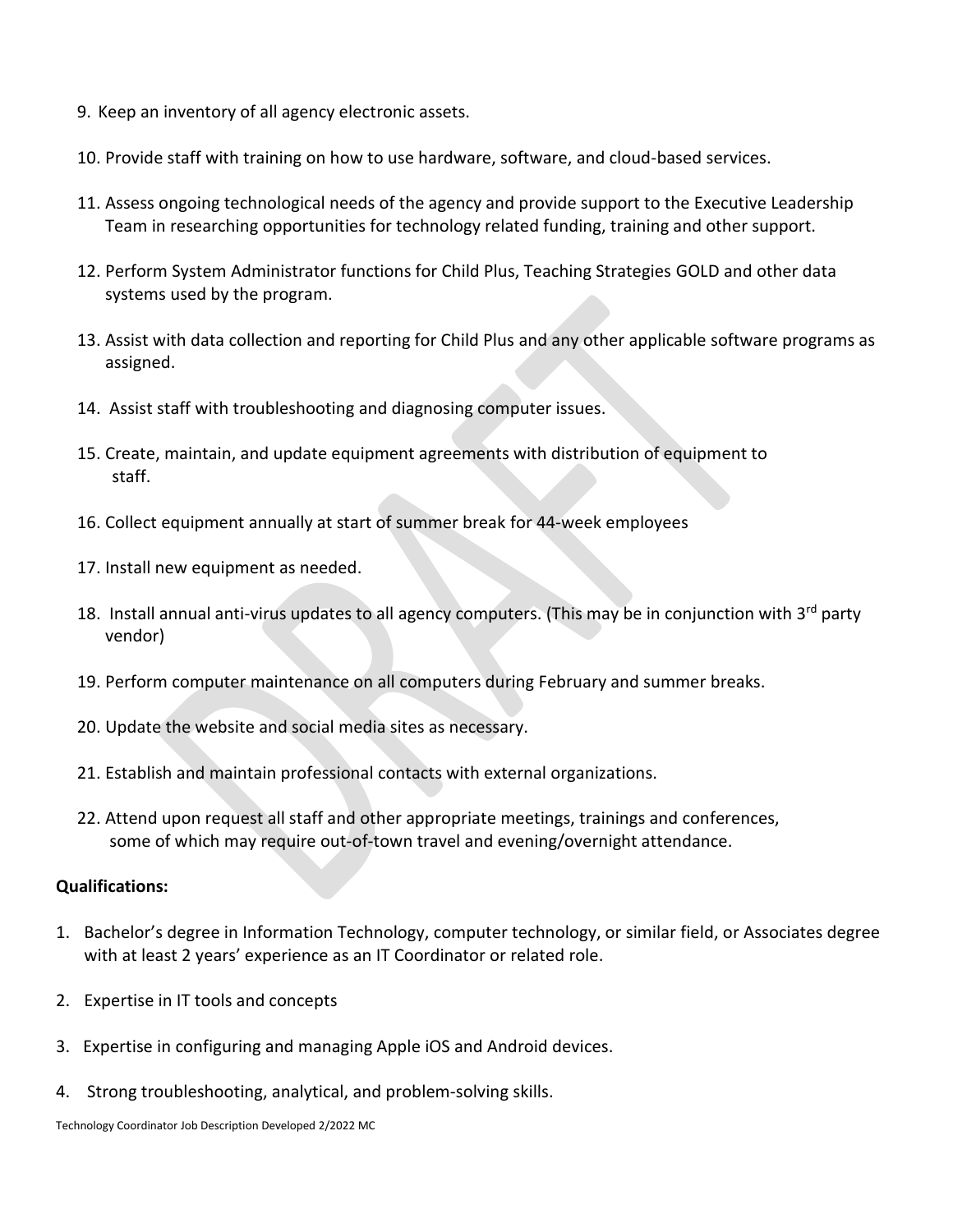9. Keep an inventory of all agency electronic assets.

10. Provide staff with training on how to use hardware, software, and cloud-based services.

11. Assess ongoing technological needs of the agency and provide support to the Executive Leadership Team in researching opportunities for technology related funding, training and other support.

12. Perform System Administrator functions for Child Plus, Teaching Strategies GOLD and other data systems used by the program.

13. Assist with data collection and reporting for Child Plus and any other applicable software programs as assigned.

14. Assist staff with troubleshooting and diagnosing computer issues.

15. Create, maintain, and update equipment agreements with distribution of equipment to staff.

16. Collect equipment annually at start of summer break for 44-week employees

17. Install new equipment as needed.

18. Install annual anti-virus updates to all agency computers. (This may be in conjunction with 3rd party vendor)

19. Perform computer maintenance on all computers during February and summer breaks.

20. Update the website and social media sites as necessary.

21. Establish and maintain professional contacts with external organizations.

22. Attend upon request all staff and other appropriate meetings, trainings and conferences, some of which may require out-of-town travel and evening/overnight attendance.

**Qualifications:**

1. Bachelor's degree in Information Technology, computer technology, or similar field, or Associates degree with at least 2 years' experience as an IT Coordinator or related role.
2. Expertise in IT tools and concepts
3. Expertise in configuring and managing Apple iOS and Android devices.
4. Strong troubleshooting, analytical, and problem-solving skills.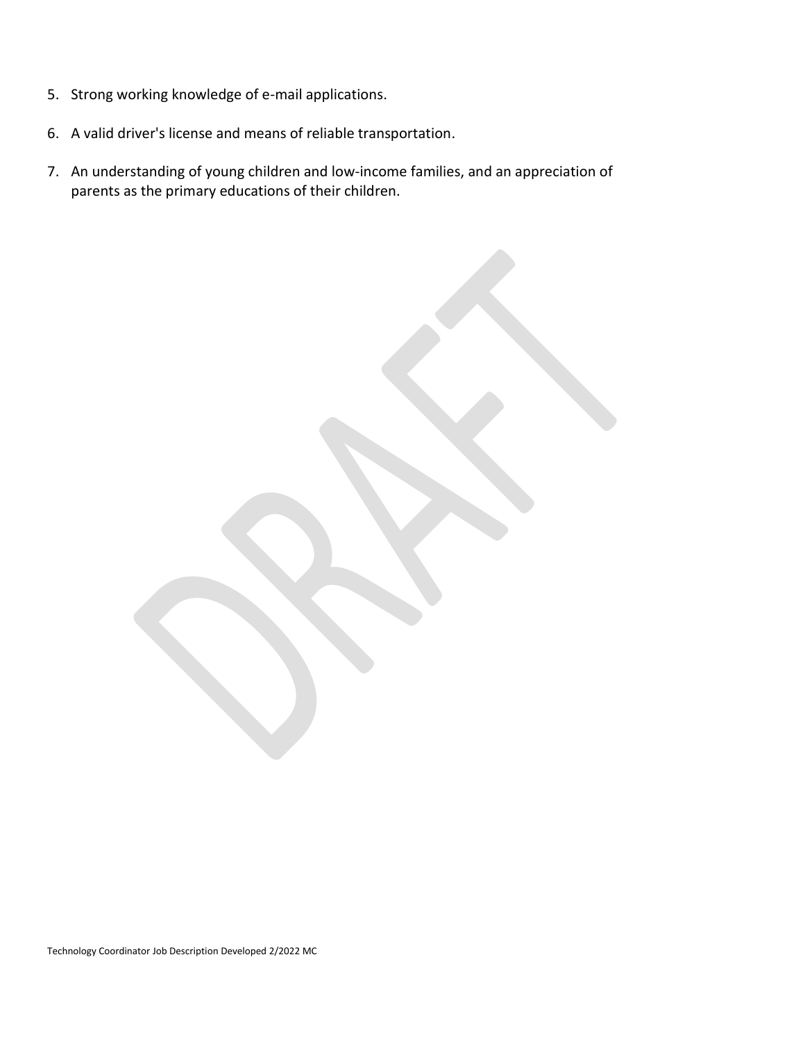5. Strong working knowledge of e-mail applications.
6. A valid driver's license and means of reliable transportation.
7. An understanding of young children and low-income families, and an appreciation of parents as the primary educations of their children.